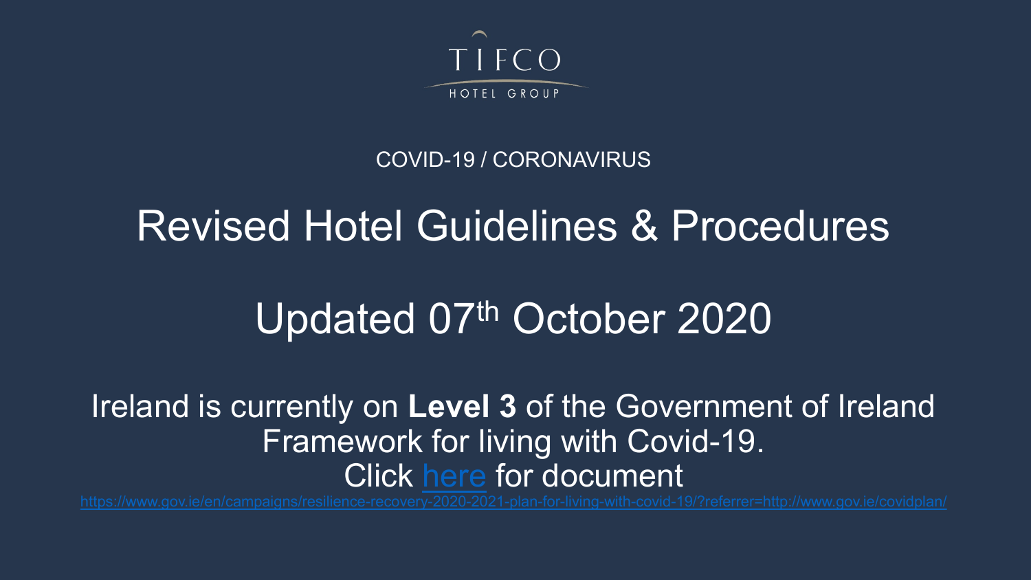TIFCO

HOTEL GROUP

COVID-19 / CORONAVIRUS

# Revised Hotel Guidelines & Procedures

## Updated 07th October 2020

Ireland is currently on **Level 3** of the Government of Ireland Framework for living with Covid-19.

Click [here](https://www.gov.ie/en/campaigns/resilience-recovery-2020-2021-plan-for-living-with-covid-19/?referrer=http://www.gov.ie/covidplan/) for document

https://www.gov.ie/en/campaigns/resilience-recovery-2020-2021-plan-for-living-with-covid-19/?referrer=http://www.gov.ie/covidplan/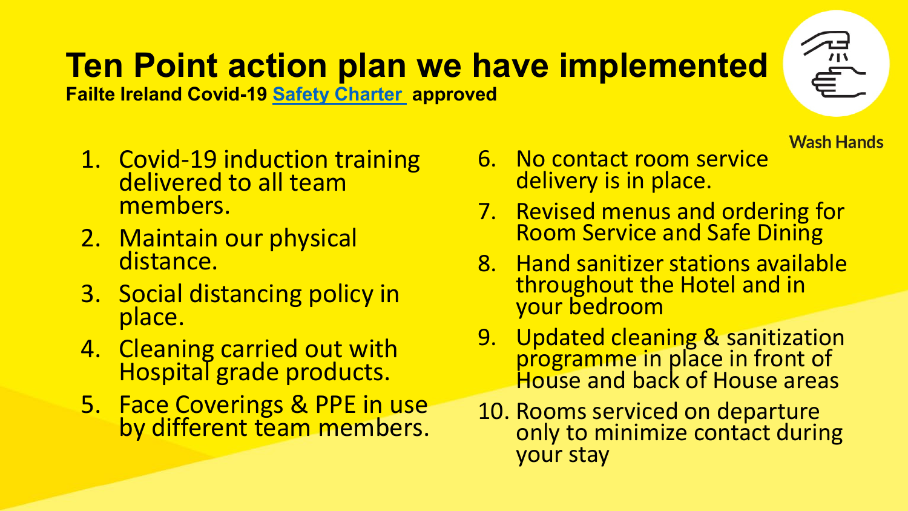# Ten Point action plan we have implemented

**Failte Ireland Covid-19 Safety Charter approved**

Wash Hands

1. Covid-19 induction training delivered to all team members.
2. Maintain our physical distance.
3. Social distancing policy in place.
4. Cleaning carried out with Hospital grade products.
5. Face Coverings & PPE in use by different team members.
6. No contact room service delivery is in place.
7. Revised menus and ordering for Room Service and Safe Dining
8. Hand sanitizer stations available throughout the Hotel and in your bedroom
9. Updated cleaning & sanitization programme in place in front of House and back of House areas
10. Rooms serviced on departure only to minimize contact during your stay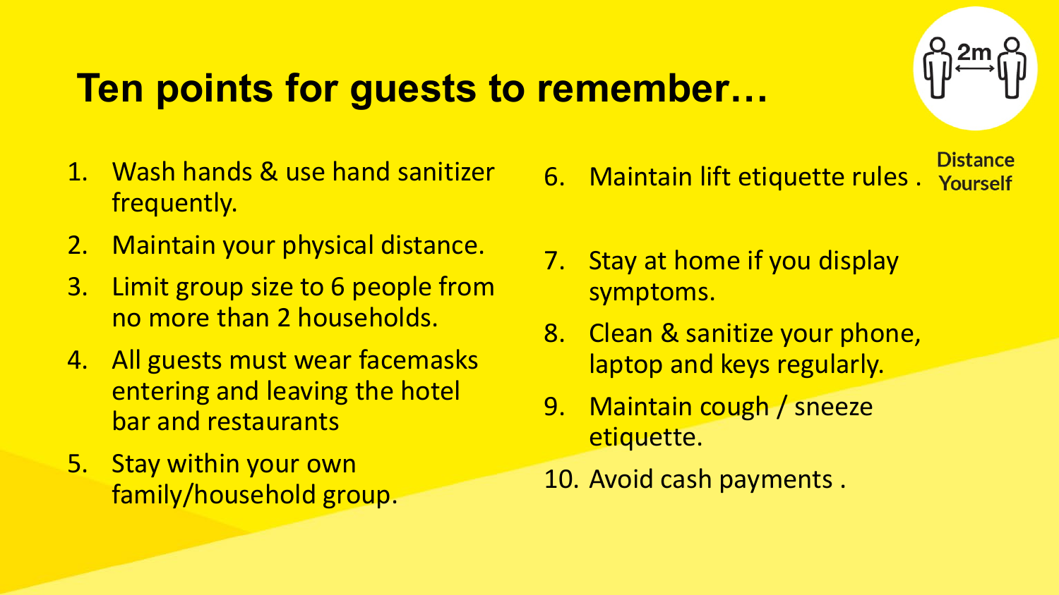# Ten points for guests to remember…

Distance Yourself

1. Wash hands & use hand sanitizer frequently.
2. Maintain your physical distance.
3. Limit group size to 6 people from no more than 2 households.
4. All guests must wear facemasks entering and leaving the hotel bar and restaurants
5. Stay within your own family/household group.
6. Maintain lift etiquette rules .
7. Stay at home if you display symptoms.
8. Clean & sanitize your phone, laptop and keys regularly.
9. Maintain cough / sneeze etiquette.
10. Avoid cash payments .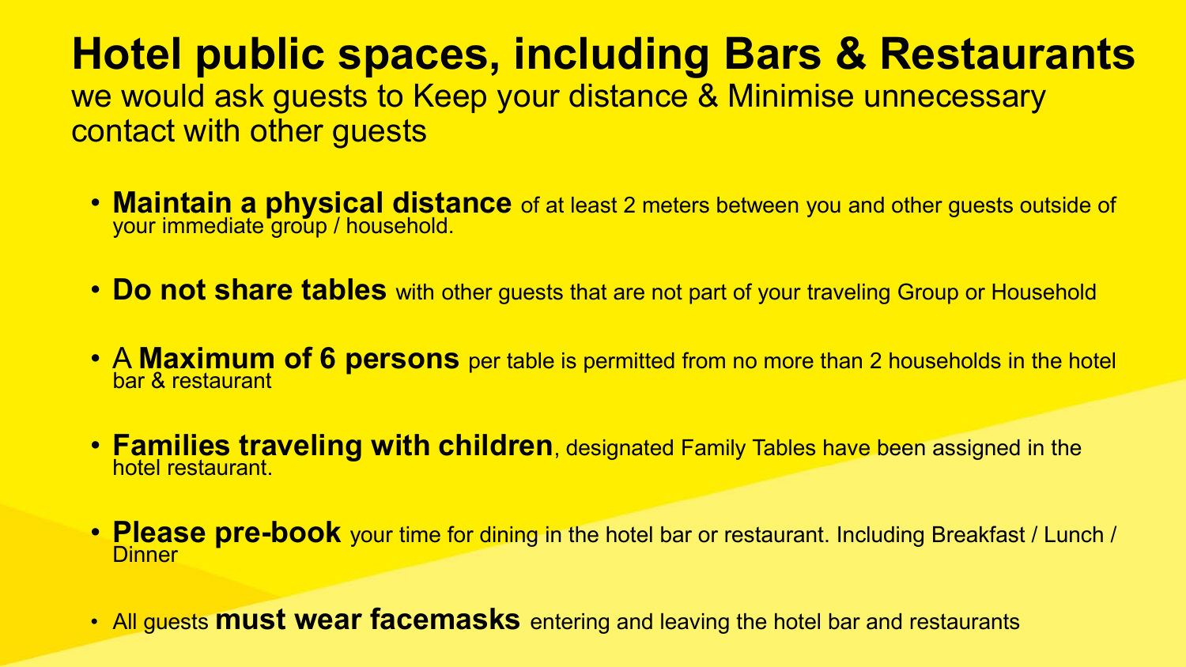# Hotel public spaces, including Bars & Restaurants

we would ask guests to Keep your distance & Minimise unnecessary contact with other guests

- **Maintain a physical distance** of at least 2 meters between you and other guests outside of your immediate group / household.
- **Do not share tables** with other guests that are not part of your traveling Group or Household
- A **Maximum of 6 persons** per table is permitted from no more than 2 households in the hotel bar & restaurant
- **Families traveling with children**, designated Family Tables have been assigned in the hotel restaurant.
- **Please pre-book** your time for dining in the hotel bar or restaurant. Including Breakfast / Lunch / Dinner
- All guests **must wear facemasks** entering and leaving the hotel bar and restaurants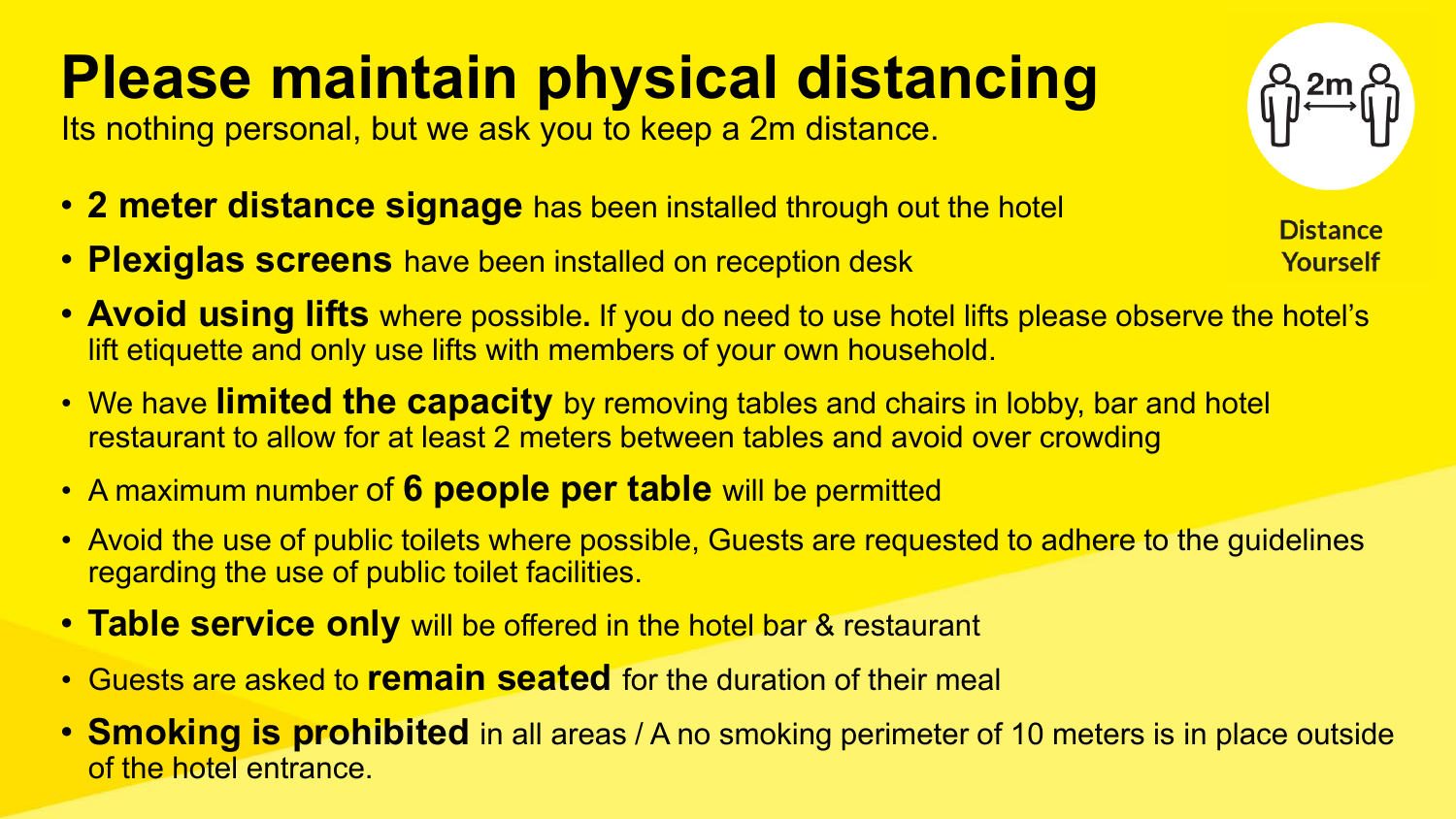# Please maintain physical distancing

Its nothing personal, but we ask you to keep a 2m distance.

Distance Yourself

- **2 meter distance signage** has been installed through out the hotel
- **Plexiglas screens** have been installed on reception desk
- **Avoid using lifts** where possible**.** If you do need to use hotel lifts please observe the hotel's lift etiquette and only use lifts with members of your own household.
- We have **limited the capacity** by removing tables and chairs in lobby, bar and hotel restaurant to allow for at least 2 meters between tables and avoid over crowding
- A maximum number of **6 people per table** will be permitted
- Avoid the use of public toilets where possible, Guests are requested to adhere to the guidelines regarding the use of public toilet facilities.
- **Table service only** will be offered in the hotel bar & restaurant
- Guests are asked to **remain seated** for the duration of their meal
- **Smoking is prohibited** in all areas / A no smoking perimeter of 10 meters is in place outside of the hotel entrance.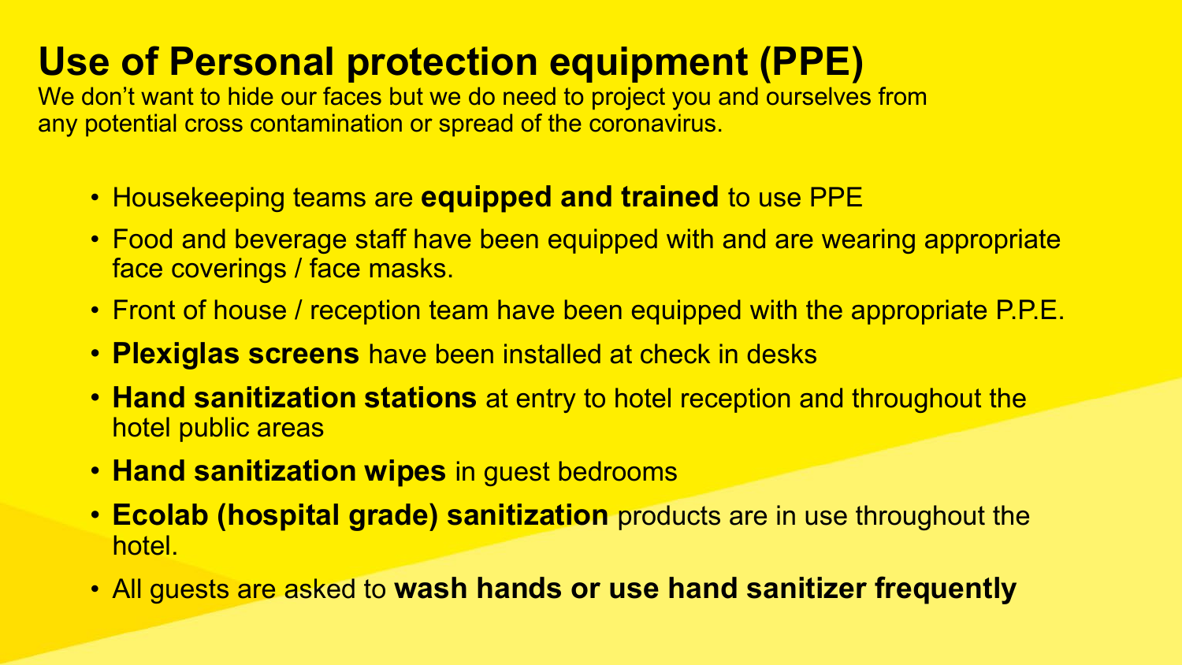# Use of Personal protection equipment (PPE)

We don't want to hide our faces but we do need to project you and ourselves from any potential cross contamination or spread of the coronavirus.

- Housekeeping teams are **equipped and trained** to use PPE
- Food and beverage staff have been equipped with and are wearing appropriate face coverings / face masks.
- Front of house / reception team have been equipped with the appropriate P.P.E.
- **Plexiglas screens** have been installed at check in desks
- **Hand sanitization stations** at entry to hotel reception and throughout the hotel public areas
- **Hand sanitization wipes** in guest bedrooms
- **Ecolab (hospital grade) sanitization** products are in use throughout the hotel.
- All guests are asked to **wash hands or use hand sanitizer frequently**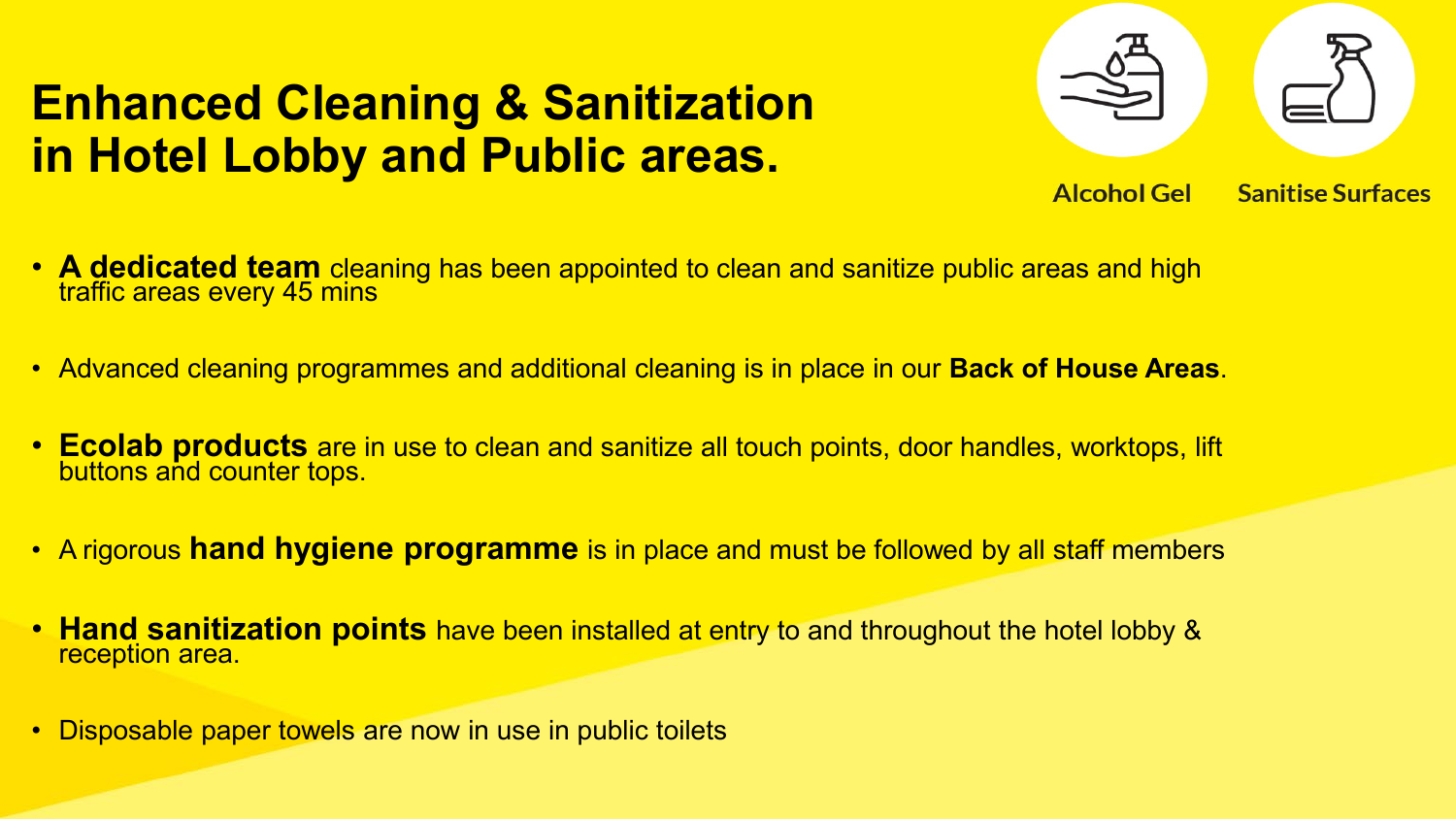# Enhanced Cleaning & Sanitization in Hotel Lobby and Public areas.

Alcohol Gel

Sanitise Surfaces

- **A dedicated team** cleaning has been appointed to clean and sanitize public areas and high traffic areas every 45 mins
- Advanced cleaning programmes and additional cleaning is in place in our **Back of House Areas**.
- **Ecolab products** are in use to clean and sanitize all touch points, door handles, worktops, lift buttons and counter tops.
- A rigorous **hand hygiene programme** is in place and must be followed by all staff members
- **Hand sanitization points** have been installed at entry to and throughout the hotel lobby & reception area.
- Disposable paper towels are now in use in public toilets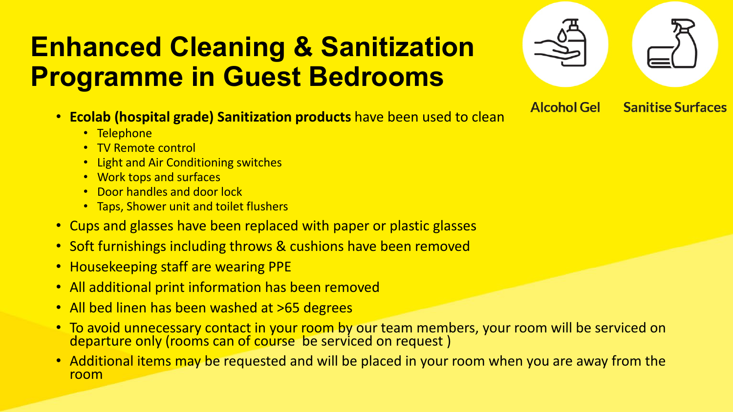# Enhanced Cleaning & Sanitization Programme in Guest Bedrooms

Alcohol Gel

Sanitise Surfaces

- **Ecolab (hospital grade) Sanitization products** have been used to clean
  - Telephone
  - TV Remote control
  - Light and Air Conditioning switches
  - Work tops and surfaces
  - Door handles and door lock
  - Taps, Shower unit and toilet flushers
- Cups and glasses have been replaced with paper or plastic glasses
- Soft furnishings including throws & cushions have been removed
- Housekeeping staff are wearing PPE
- All additional print information has been removed
- All bed linen has been washed at >65 degrees
- To avoid unnecessary contact in your room by our team members, your room will be serviced on departure only (rooms can of course be serviced on request )
- Additional items may be requested and will be placed in your room when you are away from the room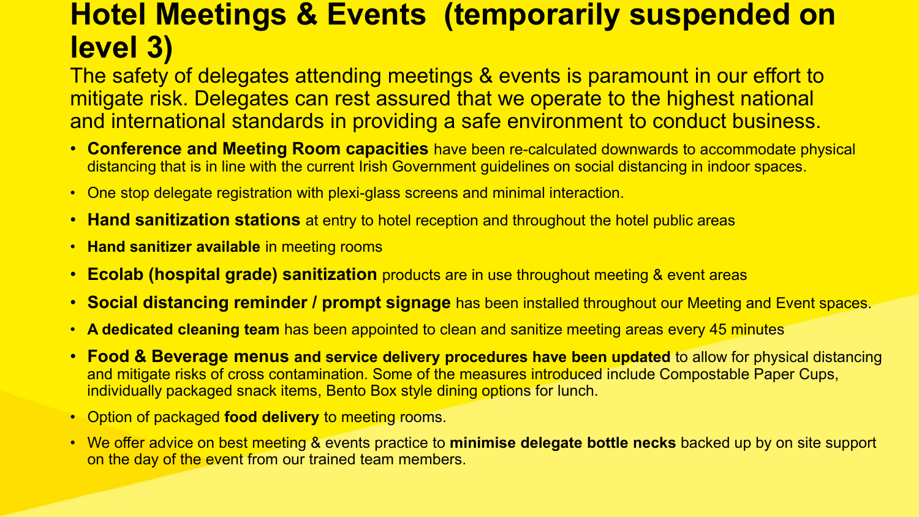# Hotel Meetings & Events (temporarily suspended on level 3)

The safety of delegates attending meetings & events is paramount in our effort to mitigate risk. Delegates can rest assured that we operate to the highest national and international standards in providing a safe environment to conduct business.

- **Conference and Meeting Room capacities** have been re-calculated downwards to accommodate physical distancing that is in line with the current Irish Government guidelines on social distancing in indoor spaces.
- One stop delegate registration with plexi-glass screens and minimal interaction.
- **Hand sanitization stations** at entry to hotel reception and throughout the hotel public areas
- **Hand sanitizer available** in meeting rooms
- **Ecolab (hospital grade) sanitization** products are in use throughout meeting & event areas
- **Social distancing reminder / prompt signage** has been installed throughout our Meeting and Event spaces.
- **A dedicated cleaning team** has been appointed to clean and sanitize meeting areas every 45 minutes
- **Food & Beverage menus and service delivery procedures have been updated** to allow for physical distancing and mitigate risks of cross contamination. Some of the measures introduced include Compostable Paper Cups, individually packaged snack items, Bento Box style dining options for lunch.
- Option of packaged **food delivery** to meeting rooms.
- We offer advice on best meeting & events practice to **minimise delegate bottle necks** backed up by on site support on the day of the event from our trained team members.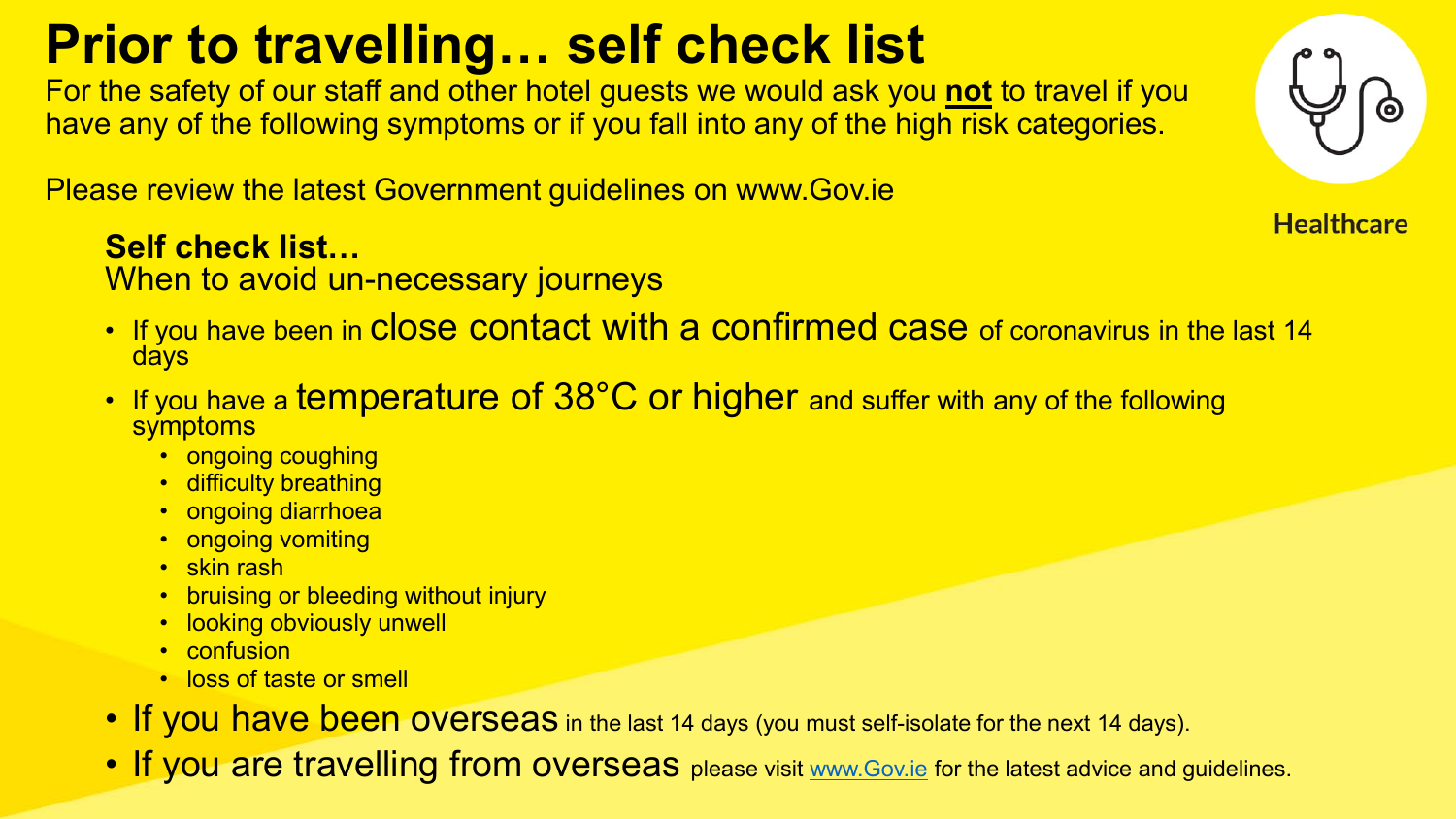# Prior to travelling… self check list

For the safety of our staff and other hotel guests we would ask you **not** to travel if you have any of the following symptoms or if you fall into any of the high risk categories.

Please review the latest Government guidelines on www.Gov.ie

Healthcare

**Self check list…**
When to avoid un-necessary journeys

- If you have been in close contact with a confirmed case of coronavirus in the last 14 days
- If you have a temperature of 38°C or higher and suffer with any of the following symptoms
  - ongoing coughing
  - difficulty breathing
  - ongoing diarrhoea
  - ongoing vomiting
  - skin rash
  - bruising or bleeding without injury
  - looking obviously unwell
  - confusion
  - loss of taste or smell
- If you have been overseas in the last 14 days (you must self-isolate for the next 14 days).
- If you are travelling from overseas please visit www.Gov.ie for the latest advice and guidelines.